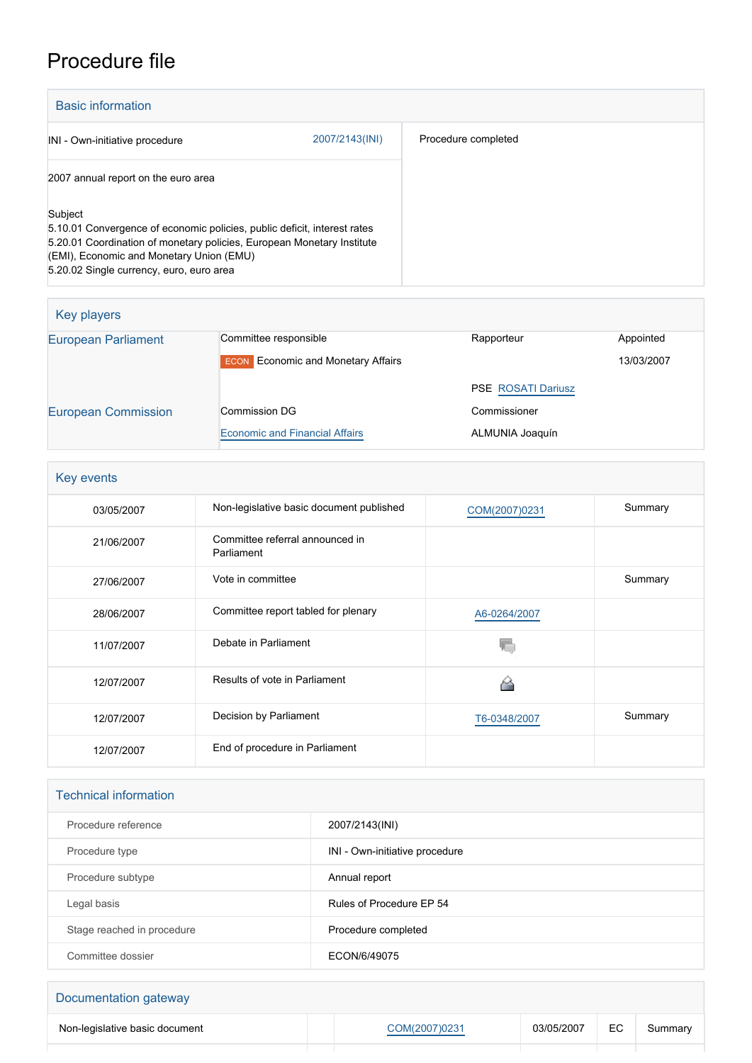# Procedure file

## Basic information

| | | |
|---|---|---|
| INI - Own-initiative procedure | 2007/2143(INI) | Procedure completed |
| 2007 annual report on the euro area | | |
| Subject<br>5.10.01 Convergence of economic policies, public deficit, interest rates<br>5.20.01 Coordination of monetary policies, European Monetary Institute (EMI), Economic and Monetary Union (EMU)<br>5.20.02 Single currency, euro, euro area | | |

## Key players

| | | | |
|---|---|---|---|
| European Parliament | Committee responsible | Rapporteur | Appointed |
| | ECON Economic and Monetary Affairs | | 13/03/2007 |
| | | PSE ROSATI Dariusz | |
| European Commission | Commission DG | Commissioner | |
| | Economic and Financial Affairs | ALMUNIA Joaquín | |

## Key events

| | | | |
|---|---|---|---|
| 03/05/2007 | Non-legislative basic document published | COM(2007)0231 | Summary |
| 21/06/2007 | Committee referral announced in Parliament | | |
| 27/06/2007 | Vote in committee | | Summary |
| 28/06/2007 | Committee report tabled for plenary | A6-0264/2007 | |
| 11/07/2007 | Debate in Parliament | | |
| 12/07/2007 | Results of vote in Parliament | | |
| 12/07/2007 | Decision by Parliament | T6-0348/2007 | Summary |
| 12/07/2007 | End of procedure in Parliament | | |

## Technical information

| | |
|---|---|
| Procedure reference | 2007/2143(INI) |
| Procedure type | INI - Own-initiative procedure |
| Procedure subtype | Annual report |
| Legal basis | Rules of Procedure EP 54 |
| Stage reached in procedure | Procedure completed |
| Committee dossier | ECON/6/49075 |

## Documentation gateway

| | | | | | |
|---|---|---|---|---|---|
| Non-legislative basic document | | COM(2007)0231 | 03/05/2007 | EC | Summary |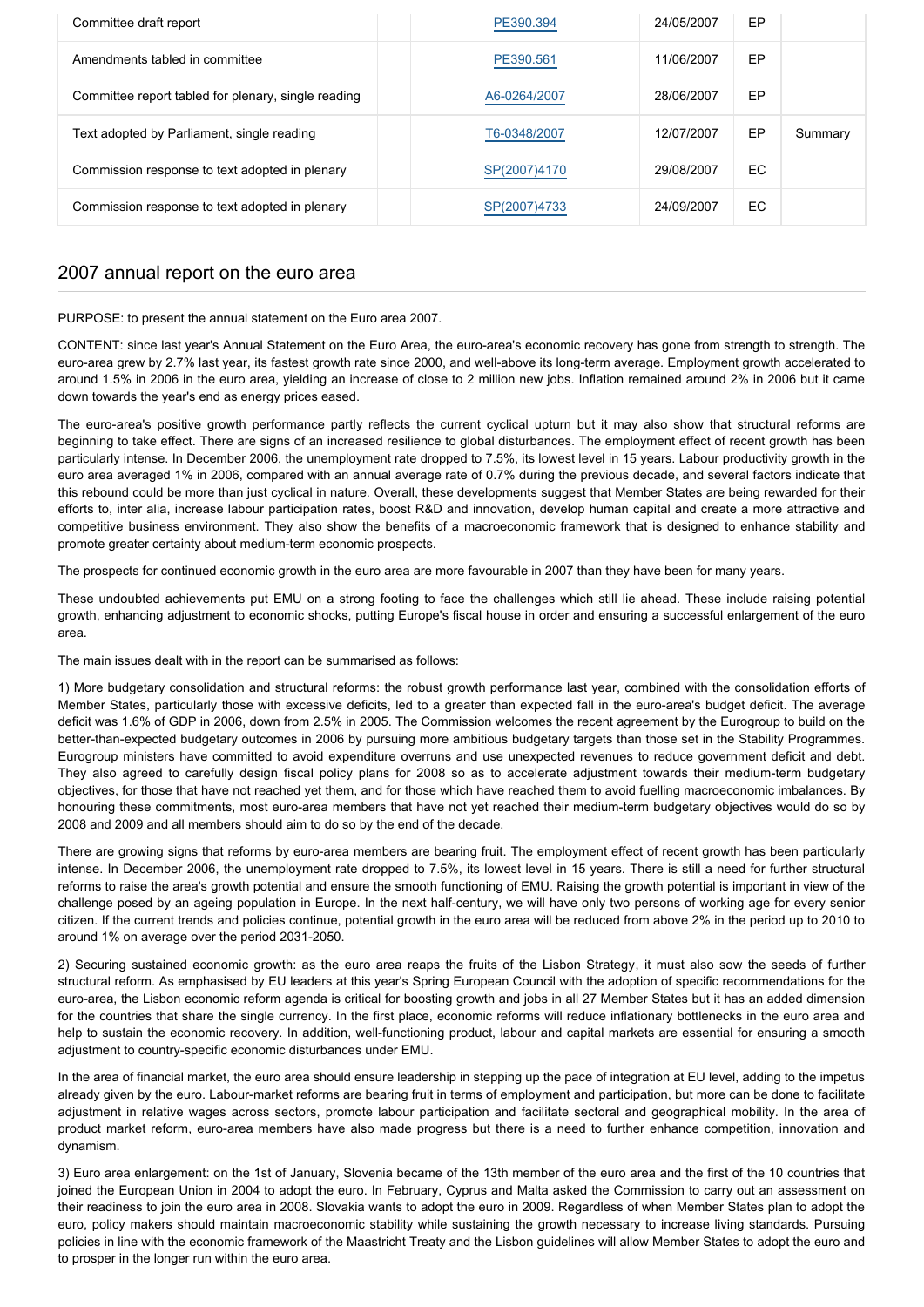| | | | | |
|---|---|---|---|---|
| Committee draft report | PE390.394 | 24/05/2007 | EP | |
| Amendments tabled in committee | PE390.561 | 11/06/2007 | EP | |
| Committee report tabled for plenary, single reading | A6-0264/2007 | 28/06/2007 | EP | |
| Text adopted by Parliament, single reading | T6-0348/2007 | 12/07/2007 | EP | Summary |
| Commission response to text adopted in plenary | SP(2007)4170 | 29/08/2007 | EC | |
| Commission response to text adopted in plenary | SP(2007)4733 | 24/09/2007 | EC | |

## 2007 annual report on the euro area

PURPOSE: to present the annual statement on the Euro area 2007.

CONTENT: since last year's Annual Statement on the Euro Area, the euro-area's economic recovery has gone from strength to strength. The euro-area grew by 2.7% last year, its fastest growth rate since 2000, and well-above its long-term average. Employment growth accelerated to around 1.5% in 2006 in the euro area, yielding an increase of close to 2 million new jobs. Inflation remained around 2% in 2006 but it came down towards the year's end as energy prices eased.

The euro-area's positive growth performance partly reflects the current cyclical upturn but it may also show that structural reforms are beginning to take effect. There are signs of an increased resilience to global disturbances. The employment effect of recent growth has been particularly intense. In December 2006, the unemployment rate dropped to 7.5%, its lowest level in 15 years. Labour productivity growth in the euro area averaged 1% in 2006, compared with an annual average rate of 0.7% during the previous decade, and several factors indicate that this rebound could be more than just cyclical in nature. Overall, these developments suggest that Member States are being rewarded for their efforts to, inter alia, increase labour participation rates, boost R&D and innovation, develop human capital and create a more attractive and competitive business environment. They also show the benefits of a macroeconomic framework that is designed to enhance stability and promote greater certainty about medium-term economic prospects.

The prospects for continued economic growth in the euro area are more favourable in 2007 than they have been for many years.

These undoubted achievements put EMU on a strong footing to face the challenges which still lie ahead. These include raising potential growth, enhancing adjustment to economic shocks, putting Europe's fiscal house in order and ensuring a successful enlargement of the euro area.

The main issues dealt with in the report can be summarised as follows:

1) More budgetary consolidation and structural reforms: the robust growth performance last year, combined with the consolidation efforts of Member States, particularly those with excessive deficits, led to a greater than expected fall in the euro-area's budget deficit. The average deficit was 1.6% of GDP in 2006, down from 2.5% in 2005. The Commission welcomes the recent agreement by the Eurogroup to build on the better-than-expected budgetary outcomes in 2006 by pursuing more ambitious budgetary targets than those set in the Stability Programmes. Eurogroup ministers have committed to avoid expenditure overruns and use unexpected revenues to reduce government deficit and debt. They also agreed to carefully design fiscal policy plans for 2008 so as to accelerate adjustment towards their medium-term budgetary objectives, for those that have not reached yet them, and for those which have reached them to avoid fuelling macroeconomic imbalances. By honouring these commitments, most euro-area members that have not yet reached their medium-term budgetary objectives would do so by 2008 and 2009 and all members should aim to do so by the end of the decade.

There are growing signs that reforms by euro-area members are bearing fruit. The employment effect of recent growth has been particularly intense. In December 2006, the unemployment rate dropped to 7.5%, its lowest level in 15 years. There is still a need for further structural reforms to raise the area's growth potential and ensure the smooth functioning of EMU. Raising the growth potential is important in view of the challenge posed by an ageing population in Europe. In the next half-century, we will have only two persons of working age for every senior citizen. If the current trends and policies continue, potential growth in the euro area will be reduced from above 2% in the period up to 2010 to around 1% on average over the period 2031-2050.

2) Securing sustained economic growth: as the euro area reaps the fruits of the Lisbon Strategy, it must also sow the seeds of further structural reform. As emphasised by EU leaders at this year's Spring European Council with the adoption of specific recommendations for the euro-area, the Lisbon economic reform agenda is critical for boosting growth and jobs in all 27 Member States but it has an added dimension for the countries that share the single currency. In the first place, economic reforms will reduce inflationary bottlenecks in the euro area and help to sustain the economic recovery. In addition, well-functioning product, labour and capital markets are essential for ensuring a smooth adjustment to country-specific economic disturbances under EMU.

In the area of financial market, the euro area should ensure leadership in stepping up the pace of integration at EU level, adding to the impetus already given by the euro. Labour-market reforms are bearing fruit in terms of employment and participation, but more can be done to facilitate adjustment in relative wages across sectors, promote labour participation and facilitate sectoral and geographical mobility. In the area of product market reform, euro-area members have also made progress but there is a need to further enhance competition, innovation and dynamism.

3) Euro area enlargement: on the 1st of January, Slovenia became of the 13th member of the euro area and the first of the 10 countries that joined the European Union in 2004 to adopt the euro. In February, Cyprus and Malta asked the Commission to carry out an assessment on their readiness to join the euro area in 2008. Slovakia wants to adopt the euro in 2009. Regardless of when Member States plan to adopt the euro, policy makers should maintain macroeconomic stability while sustaining the growth necessary to increase living standards. Pursuing policies in line with the economic framework of the Maastricht Treaty and the Lisbon guidelines will allow Member States to adopt the euro and to prosper in the longer run within the euro area.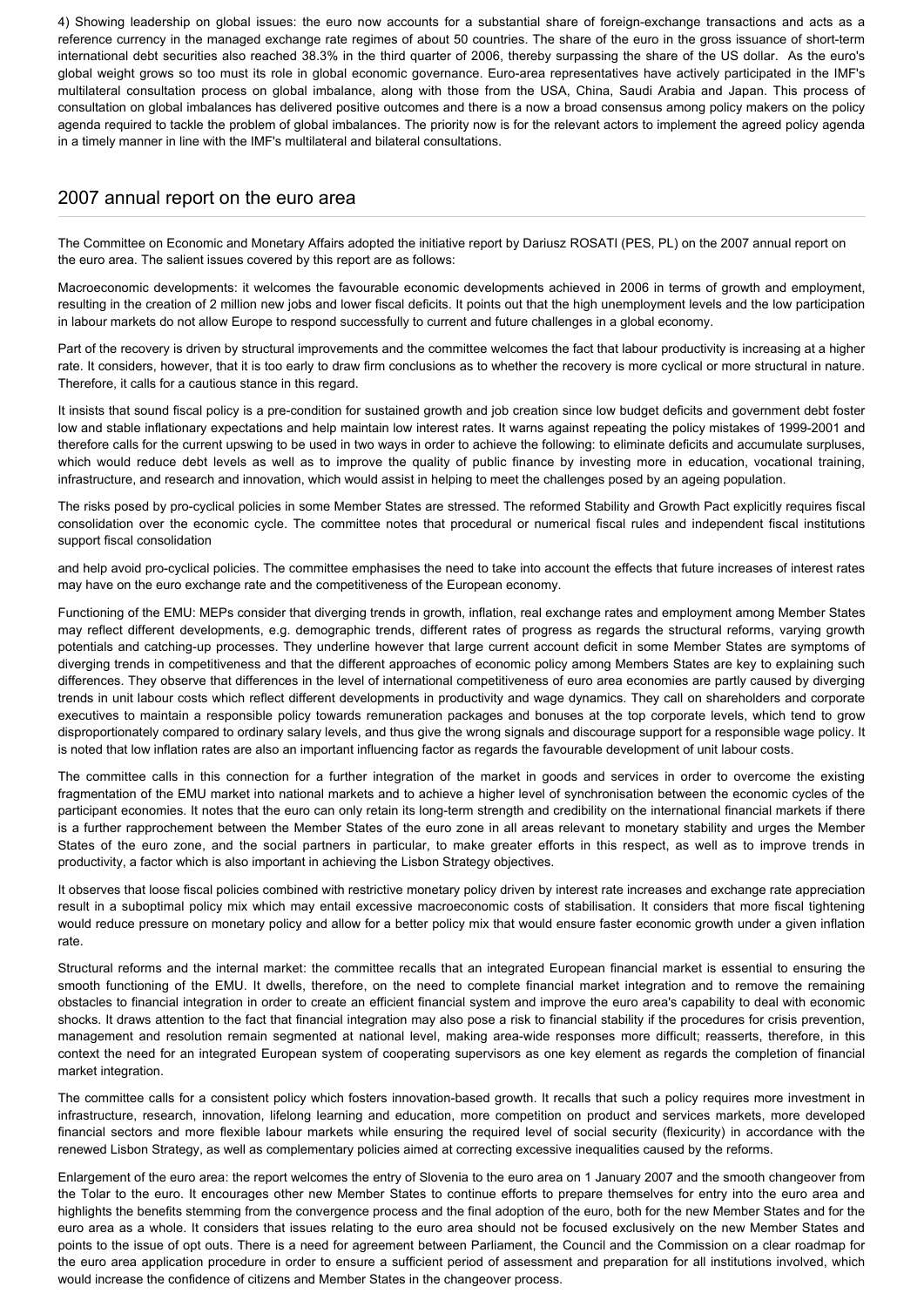4) Showing leadership on global issues: the euro now accounts for a substantial share of foreign-exchange transactions and acts as a reference currency in the managed exchange rate regimes of about 50 countries. The share of the euro in the gross issuance of short-term international debt securities also reached 38.3% in the third quarter of 2006, thereby surpassing the share of the US dollar. As the euro's global weight grows so too must its role in global economic governance. Euro-area representatives have actively participated in the IMF's multilateral consultation process on global imbalance, along with those from the USA, China, Saudi Arabia and Japan. This process of consultation on global imbalances has delivered positive outcomes and there is a now a broad consensus among policy makers on the policy agenda required to tackle the problem of global imbalances. The priority now is for the relevant actors to implement the agreed policy agenda in a timely manner in line with the IMF's multilateral and bilateral consultations.

## 2007 annual report on the euro area

The Committee on Economic and Monetary Affairs adopted the initiative report by Dariusz ROSATI (PES, PL) on the 2007 annual report on the euro area. The salient issues covered by this report are as follows:

Macroeconomic developments: it welcomes the favourable economic developments achieved in 2006 in terms of growth and employment, resulting in the creation of 2 million new jobs and lower fiscal deficits. It points out that the high unemployment levels and the low participation in labour markets do not allow Europe to respond successfully to current and future challenges in a global economy.

Part of the recovery is driven by structural improvements and the committee welcomes the fact that labour productivity is increasing at a higher rate. It considers, however, that it is too early to draw firm conclusions as to whether the recovery is more cyclical or more structural in nature. Therefore, it calls for a cautious stance in this regard.

It insists that sound fiscal policy is a pre-condition for sustained growth and job creation since low budget deficits and government debt foster low and stable inflationary expectations and help maintain low interest rates. It warns against repeating the policy mistakes of 1999-2001 and therefore calls for the current upswing to be used in two ways in order to achieve the following: to eliminate deficits and accumulate surpluses, which would reduce debt levels as well as to improve the quality of public finance by investing more in education, vocational training, infrastructure, and research and innovation, which would assist in helping to meet the challenges posed by an ageing population.

The risks posed by pro-cyclical policies in some Member States are stressed. The reformed Stability and Growth Pact explicitly requires fiscal consolidation over the economic cycle. The committee notes that procedural or numerical fiscal rules and independent fiscal institutions support fiscal consolidation

and help avoid pro-cyclical policies. The committee emphasises the need to take into account the effects that future increases of interest rates may have on the euro exchange rate and the competitiveness of the European economy.

Functioning of the EMU: MEPs consider that diverging trends in growth, inflation, real exchange rates and employment among Member States may reflect different developments, e.g. demographic trends, different rates of progress as regards the structural reforms, varying growth potentials and catching-up processes. They underline however that large current account deficit in some Member States are symptoms of diverging trends in competitiveness and that the different approaches of economic policy among Members States are key to explaining such differences. They observe that differences in the level of international competitiveness of euro area economies are partly caused by diverging trends in unit labour costs which reflect different developments in productivity and wage dynamics. They call on shareholders and corporate executives to maintain a responsible policy towards remuneration packages and bonuses at the top corporate levels, which tend to grow disproportionately compared to ordinary salary levels, and thus give the wrong signals and discourage support for a responsible wage policy. It is noted that low inflation rates are also an important influencing factor as regards the favourable development of unit labour costs.

The committee calls in this connection for a further integration of the market in goods and services in order to overcome the existing fragmentation of the EMU market into national markets and to achieve a higher level of synchronisation between the economic cycles of the participant economies. It notes that the euro can only retain its long-term strength and credibility on the international financial markets if there is a further rapprochement between the Member States of the euro zone in all areas relevant to monetary stability and urges the Member States of the euro zone, and the social partners in particular, to make greater efforts in this respect, as well as to improve trends in productivity, a factor which is also important in achieving the Lisbon Strategy objectives.

It observes that loose fiscal policies combined with restrictive monetary policy driven by interest rate increases and exchange rate appreciation result in a suboptimal policy mix which may entail excessive macroeconomic costs of stabilisation. It considers that more fiscal tightening would reduce pressure on monetary policy and allow for a better policy mix that would ensure faster economic growth under a given inflation rate.

Structural reforms and the internal market: the committee recalls that an integrated European financial market is essential to ensuring the smooth functioning of the EMU. It dwells, therefore, on the need to complete financial market integration and to remove the remaining obstacles to financial integration in order to create an efficient financial system and improve the euro area's capability to deal with economic shocks. It draws attention to the fact that financial integration may also pose a risk to financial stability if the procedures for crisis prevention, management and resolution remain segmented at national level, making area-wide responses more difficult; reasserts, therefore, in this context the need for an integrated European system of cooperating supervisors as one key element as regards the completion of financial market integration.

The committee calls for a consistent policy which fosters innovation-based growth. It recalls that such a policy requires more investment in infrastructure, research, innovation, lifelong learning and education, more competition on product and services markets, more developed financial sectors and more flexible labour markets while ensuring the required level of social security (flexicurity) in accordance with the renewed Lisbon Strategy, as well as complementary policies aimed at correcting excessive inequalities caused by the reforms.

Enlargement of the euro area: the report welcomes the entry of Slovenia to the euro area on 1 January 2007 and the smooth changeover from the Tolar to the euro. It encourages other new Member States to continue efforts to prepare themselves for entry into the euro area and highlights the benefits stemming from the convergence process and the final adoption of the euro, both for the new Member States and for the euro area as a whole. It considers that issues relating to the euro area should not be focused exclusively on the new Member States and points to the issue of opt outs. There is a need for agreement between Parliament, the Council and the Commission on a clear roadmap for the euro area application procedure in order to ensure a sufficient period of assessment and preparation for all institutions involved, which would increase the confidence of citizens and Member States in the changeover process.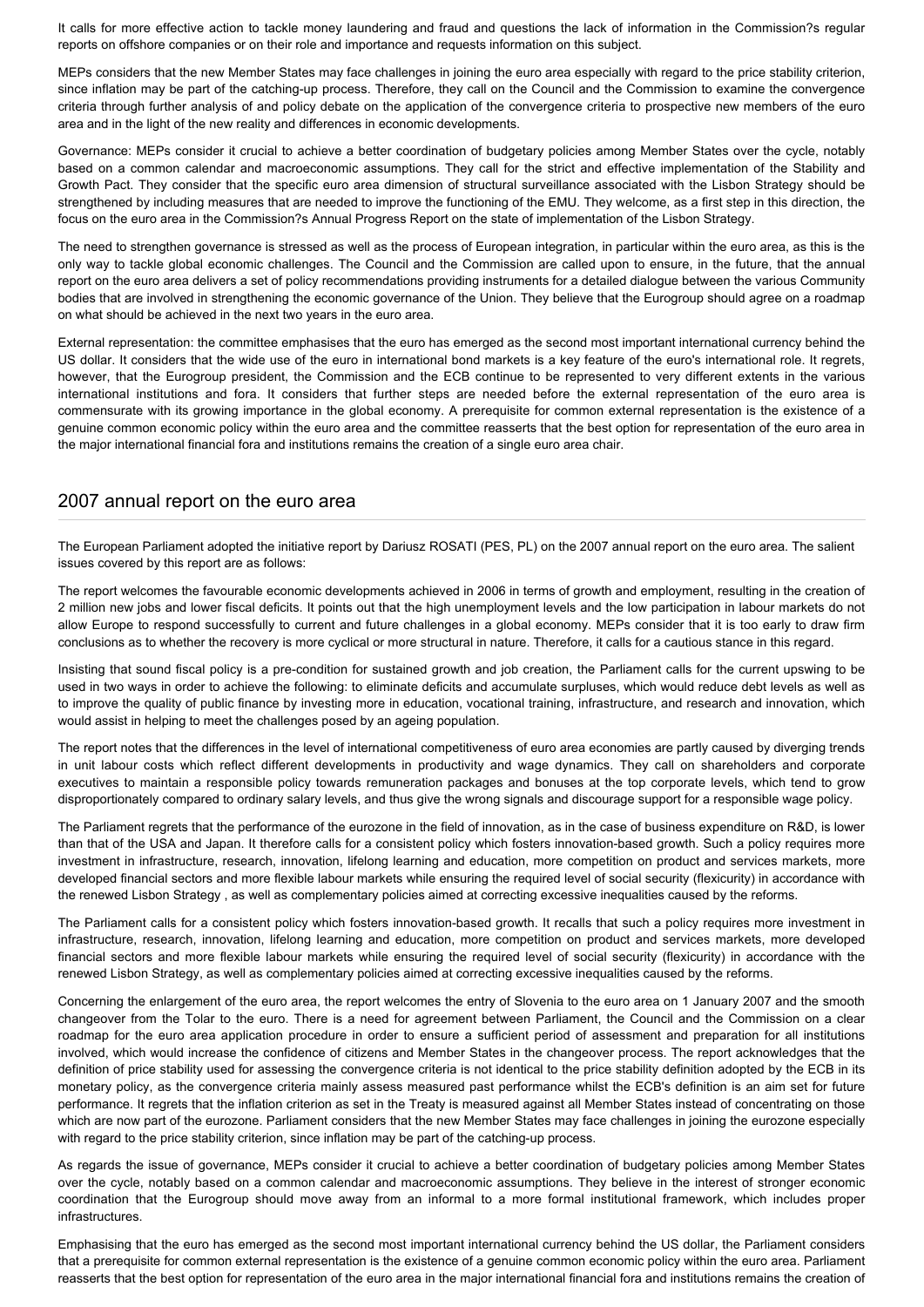It calls for more effective action to tackle money laundering and fraud and questions the lack of information in the Commission?s regular reports on offshore companies or on their role and importance and requests information on this subject.

MEPs considers that the new Member States may face challenges in joining the euro area especially with regard to the price stability criterion, since inflation may be part of the catching-up process. Therefore, they call on the Council and the Commission to examine the convergence criteria through further analysis of and policy debate on the application of the convergence criteria to prospective new members of the euro area and in the light of the new reality and differences in economic developments.

Governance: MEPs consider it crucial to achieve a better coordination of budgetary policies among Member States over the cycle, notably based on a common calendar and macroeconomic assumptions. They call for the strict and effective implementation of the Stability and Growth Pact. They consider that the specific euro area dimension of structural surveillance associated with the Lisbon Strategy should be strengthened by including measures that are needed to improve the functioning of the EMU. They welcome, as a first step in this direction, the focus on the euro area in the Commission?s Annual Progress Report on the state of implementation of the Lisbon Strategy.

The need to strengthen governance is stressed as well as the process of European integration, in particular within the euro area, as this is the only way to tackle global economic challenges. The Council and the Commission are called upon to ensure, in the future, that the annual report on the euro area delivers a set of policy recommendations providing instruments for a detailed dialogue between the various Community bodies that are involved in strengthening the economic governance of the Union. They believe that the Eurogroup should agree on a roadmap on what should be achieved in the next two years in the euro area.

External representation: the committee emphasises that the euro has emerged as the second most important international currency behind the US dollar. It considers that the wide use of the euro in international bond markets is a key feature of the euro's international role. It regrets, however, that the Eurogroup president, the Commission and the ECB continue to be represented to very different extents in the various international institutions and fora. It considers that further steps are needed before the external representation of the euro area is commensurate with its growing importance in the global economy. A prerequisite for common external representation is the existence of a genuine common economic policy within the euro area and the committee reasserts that the best option for representation of the euro area in the major international financial fora and institutions remains the creation of a single euro area chair.

## 2007 annual report on the euro area

The European Parliament adopted the initiative report by Dariusz ROSATI (PES, PL) on the 2007 annual report on the euro area. The salient issues covered by this report are as follows:

The report welcomes the favourable economic developments achieved in 2006 in terms of growth and employment, resulting in the creation of 2 million new jobs and lower fiscal deficits. It points out that the high unemployment levels and the low participation in labour markets do not allow Europe to respond successfully to current and future challenges in a global economy. MEPs consider that it is too early to draw firm conclusions as to whether the recovery is more cyclical or more structural in nature. Therefore, it calls for a cautious stance in this regard.

Insisting that sound fiscal policy is a pre-condition for sustained growth and job creation, the Parliament calls for the current upswing to be used in two ways in order to achieve the following: to eliminate deficits and accumulate surpluses, which would reduce debt levels as well as to improve the quality of public finance by investing more in education, vocational training, infrastructure, and research and innovation, which would assist in helping to meet the challenges posed by an ageing population.

The report notes that the differences in the level of international competitiveness of euro area economies are partly caused by diverging trends in unit labour costs which reflect different developments in productivity and wage dynamics. They call on shareholders and corporate executives to maintain a responsible policy towards remuneration packages and bonuses at the top corporate levels, which tend to grow disproportionately compared to ordinary salary levels, and thus give the wrong signals and discourage support for a responsible wage policy.

The Parliament regrets that the performance of the eurozone in the field of innovation, as in the case of business expenditure on R&D, is lower than that of the USA and Japan. It therefore calls for a consistent policy which fosters innovation-based growth. Such a policy requires more investment in infrastructure, research, innovation, lifelong learning and education, more competition on product and services markets, more developed financial sectors and more flexible labour markets while ensuring the required level of social security (flexicurity) in accordance with the renewed Lisbon Strategy , as well as complementary policies aimed at correcting excessive inequalities caused by the reforms.

The Parliament calls for a consistent policy which fosters innovation-based growth. It recalls that such a policy requires more investment in infrastructure, research, innovation, lifelong learning and education, more competition on product and services markets, more developed financial sectors and more flexible labour markets while ensuring the required level of social security (flexicurity) in accordance with the renewed Lisbon Strategy, as well as complementary policies aimed at correcting excessive inequalities caused by the reforms.

Concerning the enlargement of the euro area, the report welcomes the entry of Slovenia to the euro area on 1 January 2007 and the smooth changeover from the Tolar to the euro. There is a need for agreement between Parliament, the Council and the Commission on a clear roadmap for the euro area application procedure in order to ensure a sufficient period of assessment and preparation for all institutions involved, which would increase the confidence of citizens and Member States in the changeover process. The report acknowledges that the definition of price stability used for assessing the convergence criteria is not identical to the price stability definition adopted by the ECB in its monetary policy, as the convergence criteria mainly assess measured past performance whilst the ECB's definition is an aim set for future performance. It regrets that the inflation criterion as set in the Treaty is measured against all Member States instead of concentrating on those which are now part of the eurozone. Parliament considers that the new Member States may face challenges in joining the eurozone especially with regard to the price stability criterion, since inflation may be part of the catching-up process.

As regards the issue of governance, MEPs consider it crucial to achieve a better coordination of budgetary policies among Member States over the cycle, notably based on a common calendar and macroeconomic assumptions. They believe in the interest of stronger economic coordination that the Eurogroup should move away from an informal to a more formal institutional framework, which includes proper infrastructures.

Emphasising that the euro has emerged as the second most important international currency behind the US dollar, the Parliament considers that a prerequisite for common external representation is the existence of a genuine common economic policy within the euro area. Parliament reasserts that the best option for representation of the euro area in the major international financial fora and institutions remains the creation of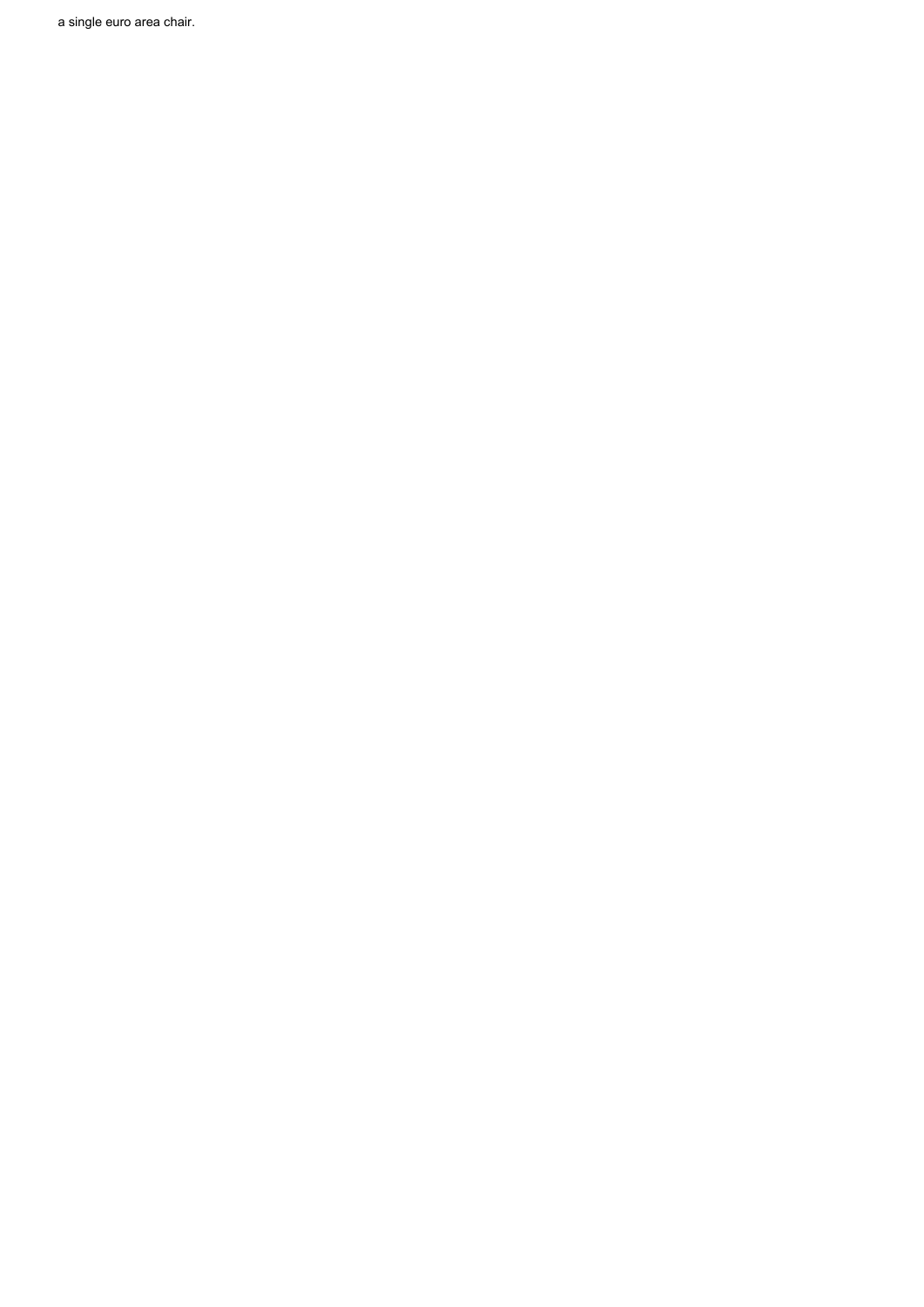a single euro area chair.